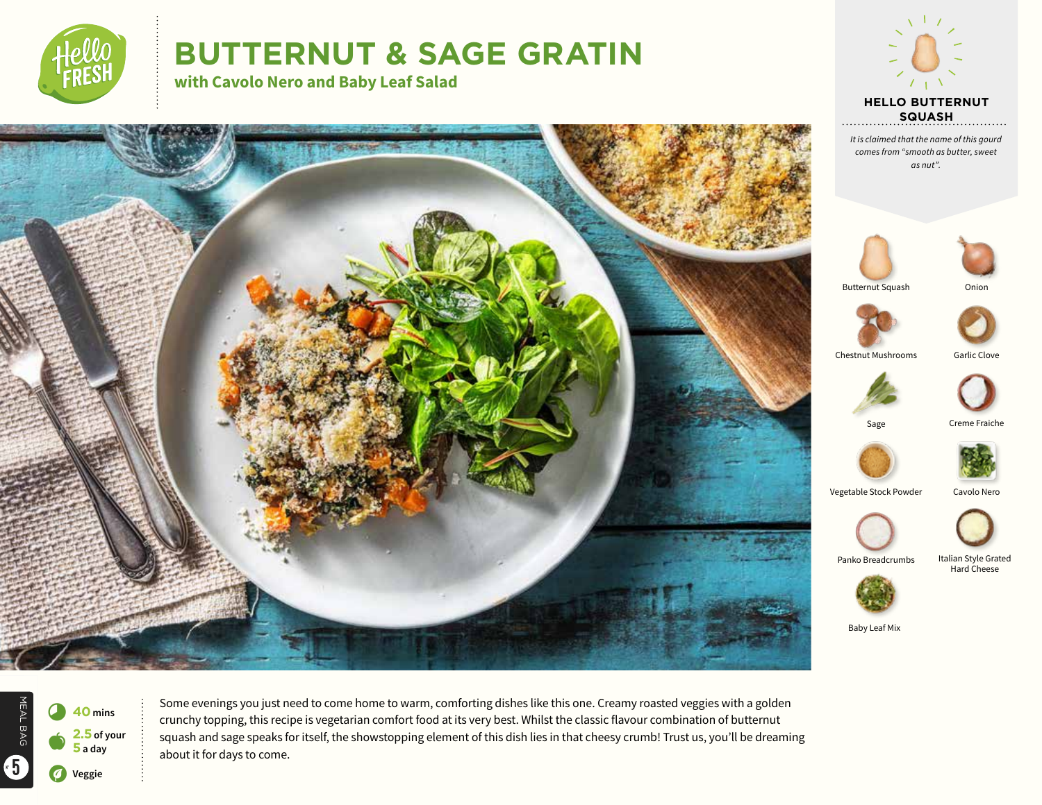# BUTTERNUT & SAGE GRATIN

## with Cavolo Nero and Baby Leaf Salad

### HELLO BUTTERNUT SQUASH

*It is claimed that the name of this gourd comes from "smooth as butter, sweet as nut".*

- Butternut Squash
- Onion
- Chestnut Mushrooms
- Garlic Clove
- Sage
- Creme Fraiche
- Vegetable Stock Powder
- Cavolo Nero
- Panko Breadcrumbs
- Italian Style Grated Hard Cheese
- Baby Leaf Mix

MEAL BAG 5

**40** mins

**2.5** of your **5** a day

Veggie

Some evenings you just need to come home to warm, comforting dishes like this one. Creamy roasted veggies with a golden crunchy topping, this recipe is vegetarian comfort food at its very best. Whilst the classic flavour combination of butternut squash and sage speaks for itself, the showstopping element of this dish lies in that cheesy crumb! Trust us, you'll be dreaming about it for days to come.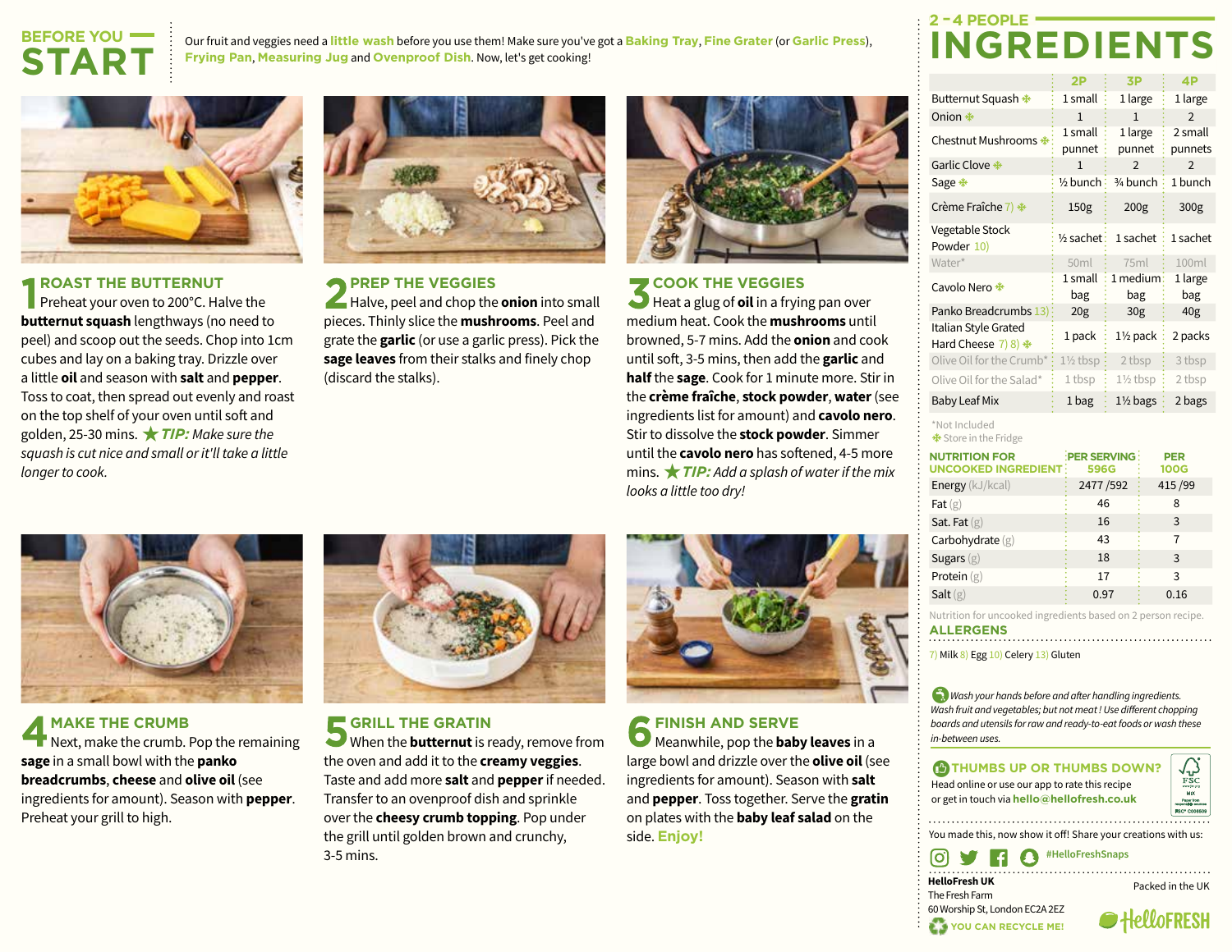## BEFORE YOU START

Our fruit and veggies need a **little wash** before you use them! Make sure you've got a **Baking Tray**, **Fine Grater** (or **Garlic Press**), **Frying Pan**, **Measuring Jug** and **Ovenproof Dish**. Now, let's get cooking!

### 1 ROAST THE BUTTERNUT

Preheat your oven to 200°C. Halve the **butternut squash** lengthways (no need to peel) and scoop out the seeds. Chop into 1cm cubes and lay on a baking tray. Drizzle over a little **oil** and season with **salt** and **pepper**. Toss to coat, then spread out evenly and roast on the top shelf of your oven until soft and golden, 25-30 mins. ★ ***TIP:*** *Make sure the squash is cut nice and small or it'll take a little longer to cook.*

### 2 PREP THE VEGGIES

Halve, peel and chop the **onion** into small pieces. Thinly slice the **mushrooms**. Peel and grate the **garlic** (or use a garlic press). Pick the **sage leaves** from their stalks and finely chop (discard the stalks).

### 3 COOK THE VEGGIES

Heat a glug of **oil** in a frying pan over medium heat. Cook the **mushrooms** until browned, 5-7 mins. Add the **onion** and cook until soft, 3-5 mins, then add the **garlic** and **half** the **sage**. Cook for 1 minute more. Stir in the **crème fraîche**, **stock powder**, **water** (see ingredients list for amount) and **cavolo nero**. Stir to dissolve the **stock powder**. Simmer until the **cavolo nero** has softened, 4-5 more mins. ★ ***TIP:*** *Add a splash of water if the mix looks a little too dry!*

### 4 MAKE THE CRUMB

Next, make the crumb. Pop the remaining **sage** in a small bowl with the **panko breadcrumbs**, **cheese** and **olive oil** (see ingredients list for amount). Season with **pepper**. Preheat your grill to high.

### 5 GRILL THE GRATIN

When the **butternut** is ready, remove from the oven and add it to the **creamy veggies**. Taste and add more **salt** and **pepper** if needed. Transfer to an ovenproof dish and sprinkle over the **cheesy crumb topping**. Pop under the grill until golden brown and crunchy, 3-5 mins.

### 6 FINISH AND SERVE

Meanwhile, pop the **baby leaves** in a large bowl and drizzle over the **olive oil** (see ingredients list for amount). Season with **salt** and **pepper**. Toss together. Serve the **gratin** on plates with the **baby leaf salad** on the side. **Enjoy!**

## 2-4 PEOPLE INGREDIENTS

| | 2P | 3P | 4P |
|---|---|---|---|
| Butternut Squash ❄ | 1 small | 1 large | 1 large |
| Onion ❄ | 1 | 1 | 2 |
| Chestnut Mushrooms ❄ | 1 small punnet | 1 large punnet | 2 small punnets |
| Garlic Clove ❄ | 1 | 2 | 2 |
| Sage ❄ | ½ bunch | ¾ bunch | 1 bunch |
| Crème Fraîche 7) ❄ | 150g | 200g | 300g |
| Vegetable Stock Powder 10) | ½ sachet | 1 sachet | 1 sachet |
| Water* | 50ml | 75ml | 100ml |
| Cavolo Nero ❄ | 1 small bag | 1 medium bag | 1 large bag |
| Panko Breadcrumbs 13) | 20g | 30g | 40g |
| Italian Style Grated Hard Cheese 7) 8) ❄ | 1 pack | 1½ pack | 2 packs |
| Olive Oil for the Crumb* | 1½ tbsp | 2 tbsp | 3 tbsp |
| Olive Oil for the Salad* | 1 tbsp | 1½ tbsp | 2 tbsp |
| Baby Leaf Mix | 1 bag | 1½ bags | 2 bags |

*Not Included
❄ Store in the Fridge

| NUTRITION FOR UNCOOKED INGREDIENT | PER SERVING 596G | PER 100G |
|---|---|---|
| Energy (kJ/kcal) | 2477 /592 | 415 /99 |
| Fat (g) | 46 | 8 |
| Sat. Fat (g) | 16 | 3 |
| Carbohydrate (g) | 43 | 7 |
| Sugars (g) | 18 | 3 |
| Protein (g) | 17 | 3 |
| Salt (g) | 0.97 | 0.16 |

Nutrition for uncooked ingredients based on 2 person recipe.

### ALLERGENS

7) Milk 8) Egg 10) Celery 13) Gluten

*Wash your hands before and after handling ingredients. Wash fruit and vegetables; but not meat ! Use different chopping boards and utensils for raw and ready-to-eat foods or wash these in-between uses.*

### THUMBS UP OR THUMBS DOWN?

Head online or use our app to rate this recipe or get in touch via **hello@hellofresh.co.uk**

You made this, now show it off! Share your creations with us: #HelloFreshSnaps

**HelloFresh UK**
The Fresh Farm
60 Worship St, London EC2A 2EZ

Packed in the UK

YOU CAN RECYCLE ME!

HelloFRESH